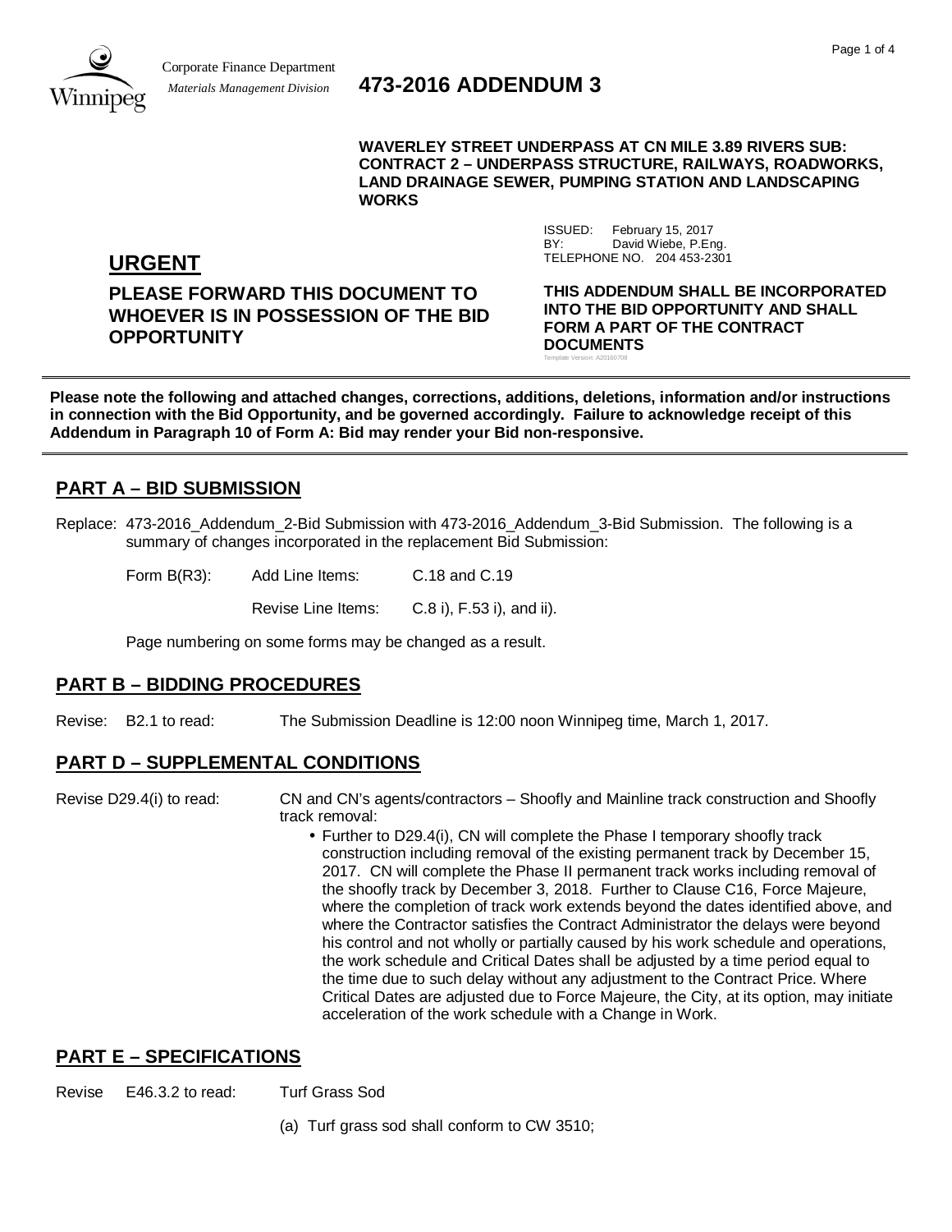Corporate Finance Department
*Materials Management Division*

# 473-2016 ADDENDUM 3

**WAVERLEY STREET UNDERPASS AT CN MILE 3.89 RIVERS SUB: CONTRACT 2 – UNDERPASS STRUCTURE, RAILWAYS, ROADWORKS, LAND DRAINAGE SEWER, PUMPING STATION AND LANDSCAPING WORKS**

ISSUED: February 15, 2017
BY: David Wiebe, P.Eng.
TELEPHONE NO. 204 453-2301

## URGENT

**PLEASE FORWARD THIS DOCUMENT TO WHOEVER IS IN POSSESSION OF THE BID OPPORTUNITY**

**THIS ADDENDUM SHALL BE INCORPORATED INTO THE BID OPPORTUNITY AND SHALL FORM A PART OF THE CONTRACT DOCUMENTS**

Template Version: A20160708

---

**Please note the following and attached changes, corrections, additions, deletions, information and/or instructions in connection with the Bid Opportunity, and be governed accordingly. Failure to acknowledge receipt of this Addendum in Paragraph 10 of Form A: Bid may render your Bid non-responsive.**

---

## PART A – BID SUBMISSION

Replace: 473-2016_Addendum_2-Bid Submission with 473-2016_Addendum_3-Bid Submission. The following is a summary of changes incorporated in the replacement Bid Submission:

Form B(R3): Add Line Items: C.18 and C.19

Revise Line Items: C.8 i), F.53 i), and ii).

Page numbering on some forms may be changed as a result.

## PART B – BIDDING PROCEDURES

Revise: B2.1 to read: The Submission Deadline is 12:00 noon Winnipeg time, March 1, 2017.

## PART D – SUPPLEMENTAL CONDITIONS

Revise D29.4(i) to read: CN and CN's agents/contractors – Shoofly and Mainline track construction and Shoofly track removal:

- Further to D29.4(i), CN will complete the Phase I temporary shoofly track construction including removal of the existing permanent track by December 15, 2017. CN will complete the Phase II permanent track works including removal of the shoofly track by December 3, 2018. Further to Clause C16, Force Majeure, where the completion of track work extends beyond the dates identified above, and where the Contractor satisfies the Contract Administrator the delays were beyond his control and not wholly or partially caused by his work schedule and operations, the work schedule and Critical Dates shall be adjusted by a time period equal to the time due to such delay without any adjustment to the Contract Price. Where Critical Dates are adjusted due to Force Majeure, the City, at its option, may initiate acceleration of the work schedule with a Change in Work.

## PART E – SPECIFICATIONS

Revise E46.3.2 to read: Turf Grass Sod

(a) Turf grass sod shall conform to CW 3510;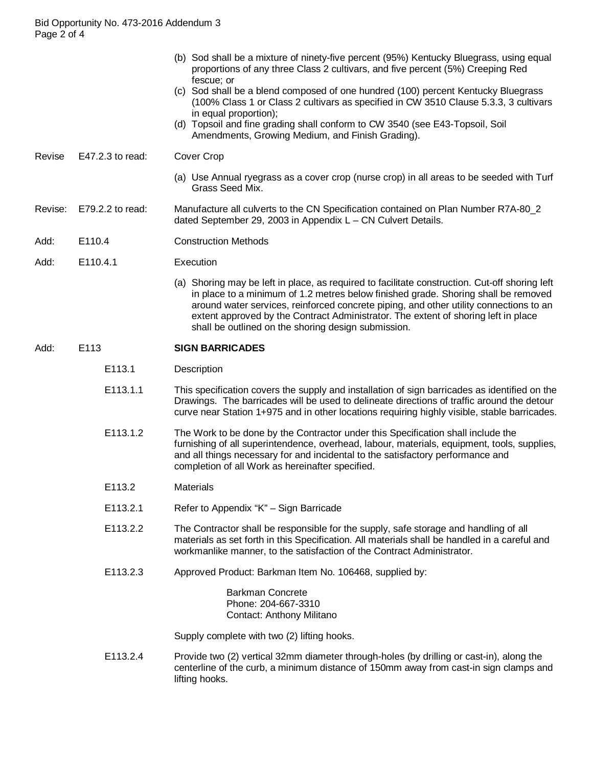(b) Sod shall be a mixture of ninety-five percent (95%) Kentucky Bluegrass, using equal proportions of any three Class 2 cultivars, and five percent (5%) Creeping Red fescue; or

(c) Sod shall be a blend composed of one hundred (100) percent Kentucky Bluegrass (100% Class 1 or Class 2 cultivars as specified in CW 3510 Clause 5.3.3, 3 cultivars in equal proportion);

(d) Topsoil and fine grading shall conform to CW 3540 (see E43-Topsoil, Soil Amendments, Growing Medium, and Finish Grading).

Revise E47.2.3 to read: Cover Crop

(a) Use Annual ryegrass as a cover crop (nurse crop) in all areas to be seeded with Turf Grass Seed Mix.

Revise: E79.2.2 to read: Manufacture all culverts to the CN Specification contained on Plan Number R7A-80_2 dated September 29, 2003 in Appendix L – CN Culvert Details.

Add: E110.4 Construction Methods

Add: E110.4.1 Execution

(a) Shoring may be left in place, as required to facilitate construction. Cut-off shoring left in place to a minimum of 1.2 metres below finished grade. Shoring shall be removed around water services, reinforced concrete piping, and other utility connections to an extent approved by the Contract Administrator. The extent of shoring left in place shall be outlined on the shoring design submission.

Add: E113 **SIGN BARRICADES**

E113.1 Description

E113.1.1 This specification covers the supply and installation of sign barricades as identified on the Drawings. The barricades will be used to delineate directions of traffic around the detour curve near Station 1+975 and in other locations requiring highly visible, stable barricades.

E113.1.2 The Work to be done by the Contractor under this Specification shall include the furnishing of all superintendence, overhead, labour, materials, equipment, tools, supplies, and all things necessary for and incidental to the satisfactory performance and completion of all Work as hereinafter specified.

E113.2 Materials

E113.2.1 Refer to Appendix "K" – Sign Barricade

E113.2.2 The Contractor shall be responsible for the supply, safe storage and handling of all materials as set forth in this Specification. All materials shall be handled in a careful and workmanlike manner, to the satisfaction of the Contract Administrator.

E113.2.3 Approved Product: Barkman Item No. 106468, supplied by:

Barkman Concrete
Phone: 204-667-3310
Contact: Anthony Militano

Supply complete with two (2) lifting hooks.

E113.2.4 Provide two (2) vertical 32mm diameter through-holes (by drilling or cast-in), along the centerline of the curb, a minimum distance of 150mm away from cast-in sign clamps and lifting hooks.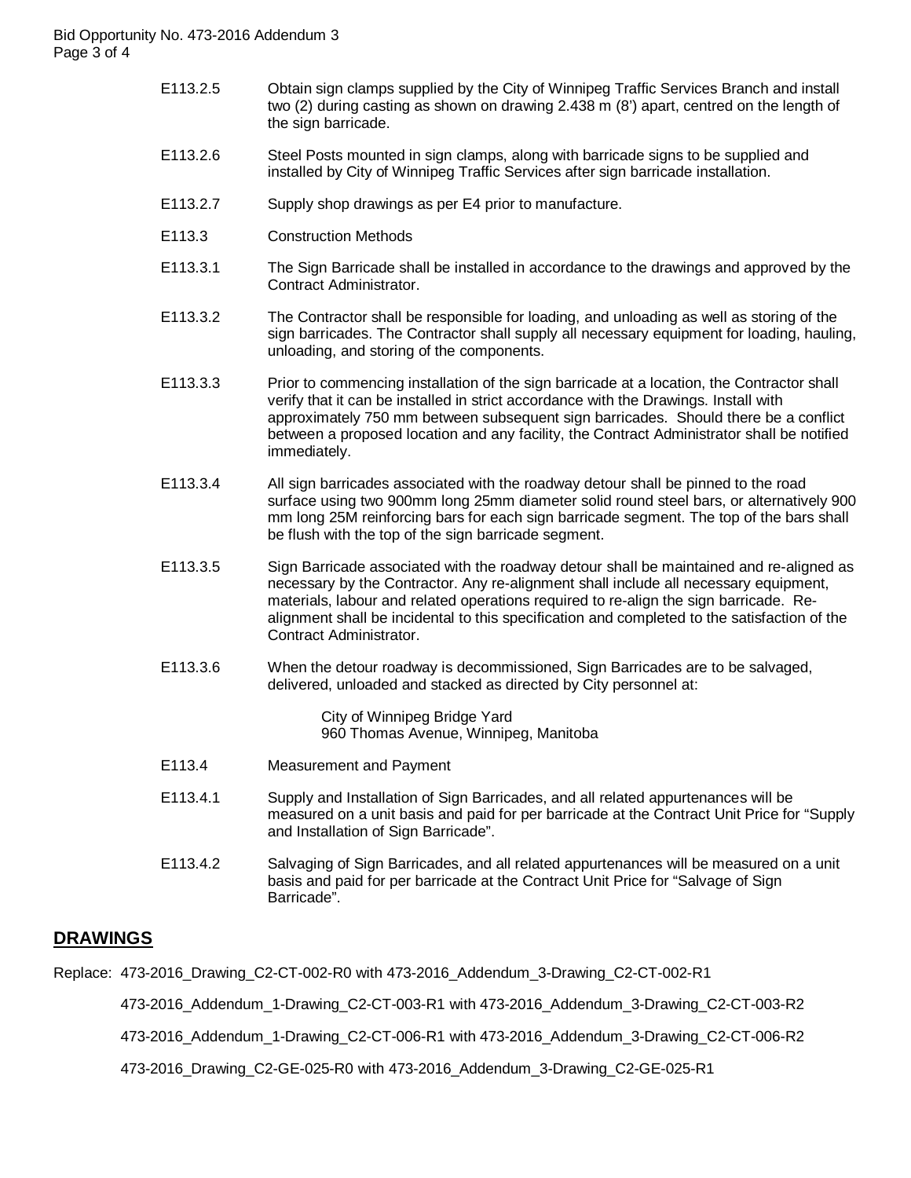E113.2.5 Obtain sign clamps supplied by the City of Winnipeg Traffic Services Branch and install two (2) during casting as shown on drawing 2.438 m (8') apart, centred on the length of the sign barricade.

E113.2.6 Steel Posts mounted in sign clamps, along with barricade signs to be supplied and installed by City of Winnipeg Traffic Services after sign barricade installation.

E113.2.7 Supply shop drawings as per E4 prior to manufacture.

E113.3 Construction Methods

E113.3.1 The Sign Barricade shall be installed in accordance to the drawings and approved by the Contract Administrator.

E113.3.2 The Contractor shall be responsible for loading, and unloading as well as storing of the sign barricades. The Contractor shall supply all necessary equipment for loading, hauling, unloading, and storing of the components.

E113.3.3 Prior to commencing installation of the sign barricade at a location, the Contractor shall verify that it can be installed in strict accordance with the Drawings. Install with approximately 750 mm between subsequent sign barricades. Should there be a conflict between a proposed location and any facility, the Contract Administrator shall be notified immediately.

E113.3.4 All sign barricades associated with the roadway detour shall be pinned to the road surface using two 900mm long 25mm diameter solid round steel bars, or alternatively 900 mm long 25M reinforcing bars for each sign barricade segment. The top of the bars shall be flush with the top of the sign barricade segment.

E113.3.5 Sign Barricade associated with the roadway detour shall be maintained and re-aligned as necessary by the Contractor. Any re-alignment shall include all necessary equipment, materials, labour and related operations required to re-align the sign barricade. Re-alignment shall be incidental to this specification and completed to the satisfaction of the Contract Administrator.

E113.3.6 When the detour roadway is decommissioned, Sign Barricades are to be salvaged, delivered, unloaded and stacked as directed by City personnel at:

City of Winnipeg Bridge Yard
960 Thomas Avenue, Winnipeg, Manitoba

E113.4 Measurement and Payment

E113.4.1 Supply and Installation of Sign Barricades, and all related appurtenances will be measured on a unit basis and paid for per barricade at the Contract Unit Price for "Supply and Installation of Sign Barricade".

E113.4.2 Salvaging of Sign Barricades, and all related appurtenances will be measured on a unit basis and paid for per barricade at the Contract Unit Price for "Salvage of Sign Barricade".

## DRAWINGS

Replace: 473-2016_Drawing_C2-CT-002-R0 with 473-2016_Addendum_3-Drawing_C2-CT-002-R1

473-2016_Addendum_1-Drawing_C2-CT-003-R1 with 473-2016_Addendum_3-Drawing_C2-CT-003-R2

473-2016_Addendum_1-Drawing_C2-CT-006-R1 with 473-2016_Addendum_3-Drawing_C2-CT-006-R2

473-2016_Drawing_C2-GE-025-R0 with 473-2016_Addendum_3-Drawing_C2-GE-025-R1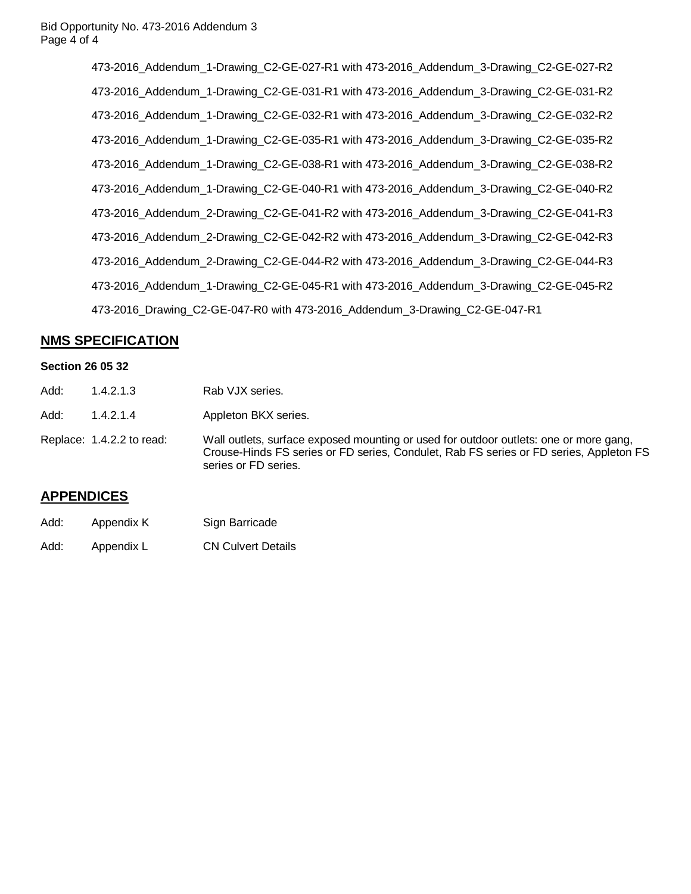473-2016_Addendum_1-Drawing_C2-GE-027-R1 with 473-2016_Addendum_3-Drawing_C2-GE-027-R2

473-2016_Addendum_1-Drawing_C2-GE-031-R1 with 473-2016_Addendum_3-Drawing_C2-GE-031-R2

473-2016_Addendum_1-Drawing_C2-GE-032-R1 with 473-2016_Addendum_3-Drawing_C2-GE-032-R2

473-2016_Addendum_1-Drawing_C2-GE-035-R1 with 473-2016_Addendum_3-Drawing_C2-GE-035-R2

473-2016_Addendum_1-Drawing_C2-GE-038-R1 with 473-2016_Addendum_3-Drawing_C2-GE-038-R2

473-2016_Addendum_1-Drawing_C2-GE-040-R1 with 473-2016_Addendum_3-Drawing_C2-GE-040-R2

473-2016_Addendum_2-Drawing_C2-GE-041-R2 with 473-2016_Addendum_3-Drawing_C2-GE-041-R3

473-2016_Addendum_2-Drawing_C2-GE-042-R2 with 473-2016_Addendum_3-Drawing_C2-GE-042-R3

473-2016_Addendum_2-Drawing_C2-GE-044-R2 with 473-2016_Addendum_3-Drawing_C2-GE-044-R3

473-2016_Addendum_1-Drawing_C2-GE-045-R1 with 473-2016_Addendum_3-Drawing_C2-GE-045-R2

473-2016_Drawing_C2-GE-047-R0 with 473-2016_Addendum_3-Drawing_C2-GE-047-R1

## NMS SPECIFICATION

**Section 26 05 32**

| | | |
|---|---|---|
| Add: | 1.4.2.1.3 | Rab VJX series. |
| Add: | 1.4.2.1.4 | Appleton BKX series. |
| Replace: | 1.4.2.2 to read: | Wall outlets, surface exposed mounting or used for outdoor outlets: one or more gang, Crouse-Hinds FS series or FD series, Condulet, Rab FS series or FD series, Appleton FS series or FD series. |

## APPENDICES

| | | |
|---|---|---|
| Add: | Appendix K | Sign Barricade |
| Add: | Appendix L | CN Culvert Details |